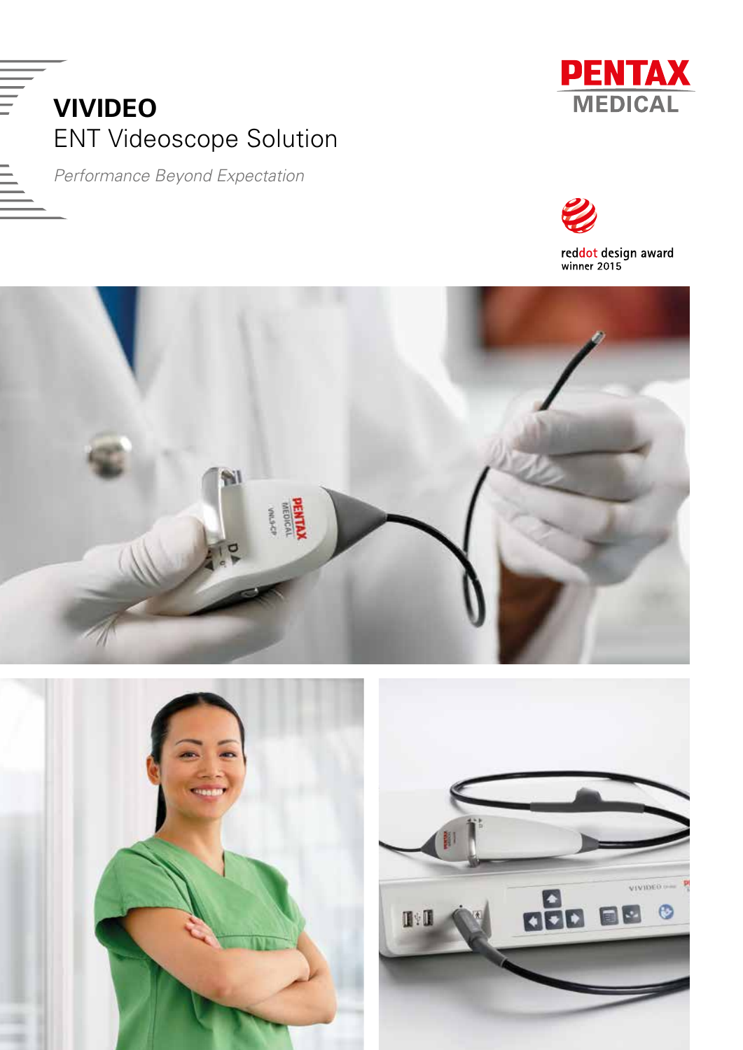# VIVIDEO

## ENT Videoscope Solution

*Performance Beyond Expectation*

PENTAX MEDICAL

reddot design award
winner 2015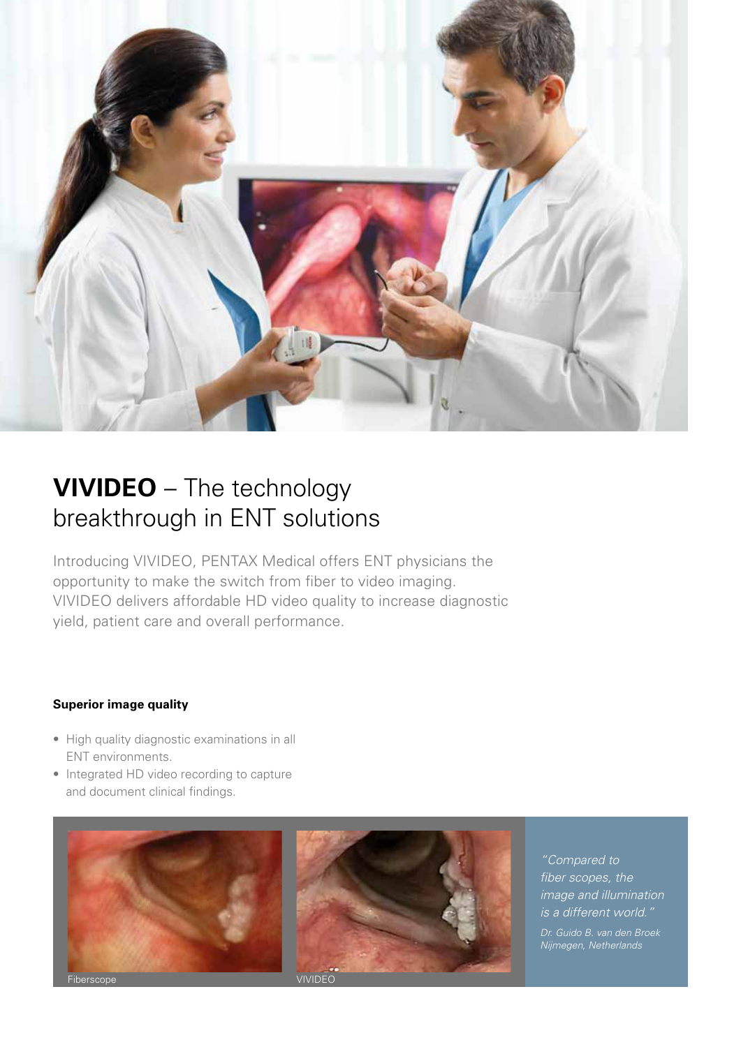# **VIVIDEO** – The technology breakthrough in ENT solutions

Introducing VIVIDEO, PENTAX Medical offers ENT physicians the opportunity to make the switch from fiber to video imaging. VIVIDEO delivers affordable HD video quality to increase diagnostic yield, patient care and overall performance.

**Superior image quality**

- High quality diagnostic examinations in all ENT environments.
- Integrated HD video recording to capture and document clinical findings.

Fiberscope

VIVIDEO

*"Compared to fiber scopes, the image and illumination is a different world."*

*Dr. Guido B. van den Broek*
*Nijmegen, Netherlands*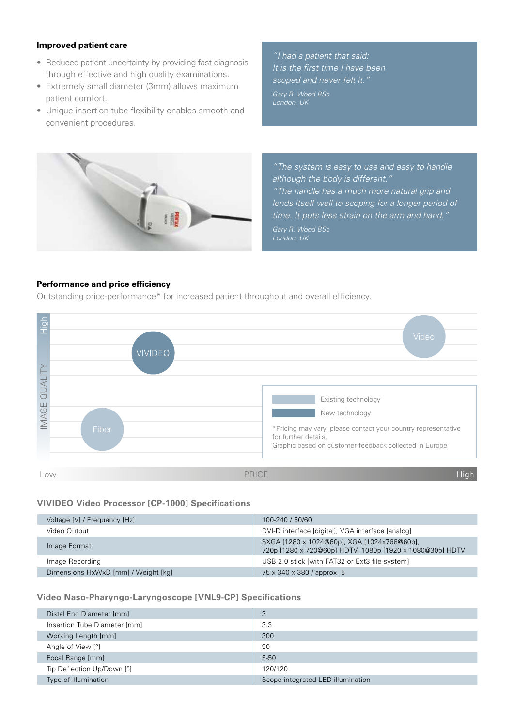### Improved patient care

- Reduced patient uncertainty by providing fast diagnosis through effective and high quality examinations.
- Extremely small diameter (3mm) allows maximum patient comfort.
- Unique insertion tube flexibility enables smooth and convenient procedures.

*"I had a patient that said: It is the first time I have been scoped and never felt it."*

*Gary R. Wood BSc*
*London, UK*

*"The system is easy to use and easy to handle although the body is different."*
*"The handle has a much more natural grip and lends itself well to scoping for a longer period of time. It puts less strain on the arm and hand."*

*Gary R. Wood BSc*
*London, UK*

### Performance and price efficiency

Outstanding price-performance* for increased patient throughput and overall efficiency.

IMAGE QUALITY (Low – High) / PRICE (Low – High)

- VIVIDEO
- Video
- Fiber

Existing technology
New technology

*Pricing may vary, please contact your country representative for further details.
Graphic based on customer feedback collected in Europe

### VIVIDEO Video Processor [CP-1000] Specifications

| | |
|---|---|
| Voltage [V] / Frequency [Hz] | 100-240 / 50/60 |
| Video Output | DVI-D interface [digital], VGA interface [analog] |
| Image Format | SXGA [1280 x 1024@60p], XGA [1024x768@60p], 720p [1280 x 720@60p] HDTV, 1080p [1920 x 1080@30p] HDTV |
| Image Recording | USB 2.0 stick [with FAT32 or Ext3 file system] |
| Dimensions HxWxD [mm] / Weight [kg] | 75 x 340 x 380 / approx. 5 |

### Video Naso-Pharyngo-Laryngoscope [VNL9-CP] Specifications

| | |
|---|---|
| Distal End Diameter [mm] | 3 |
| Insertion Tube Diameter [mm] | 3.3 |
| Working Length [mm] | 300 |
| Angle of View [°] | 90 |
| Focal Range [mm] | 5-50 |
| Tip Deflection Up/Down [°] | 120/120 |
| Type of illumination | Scope-integrated LED illumination |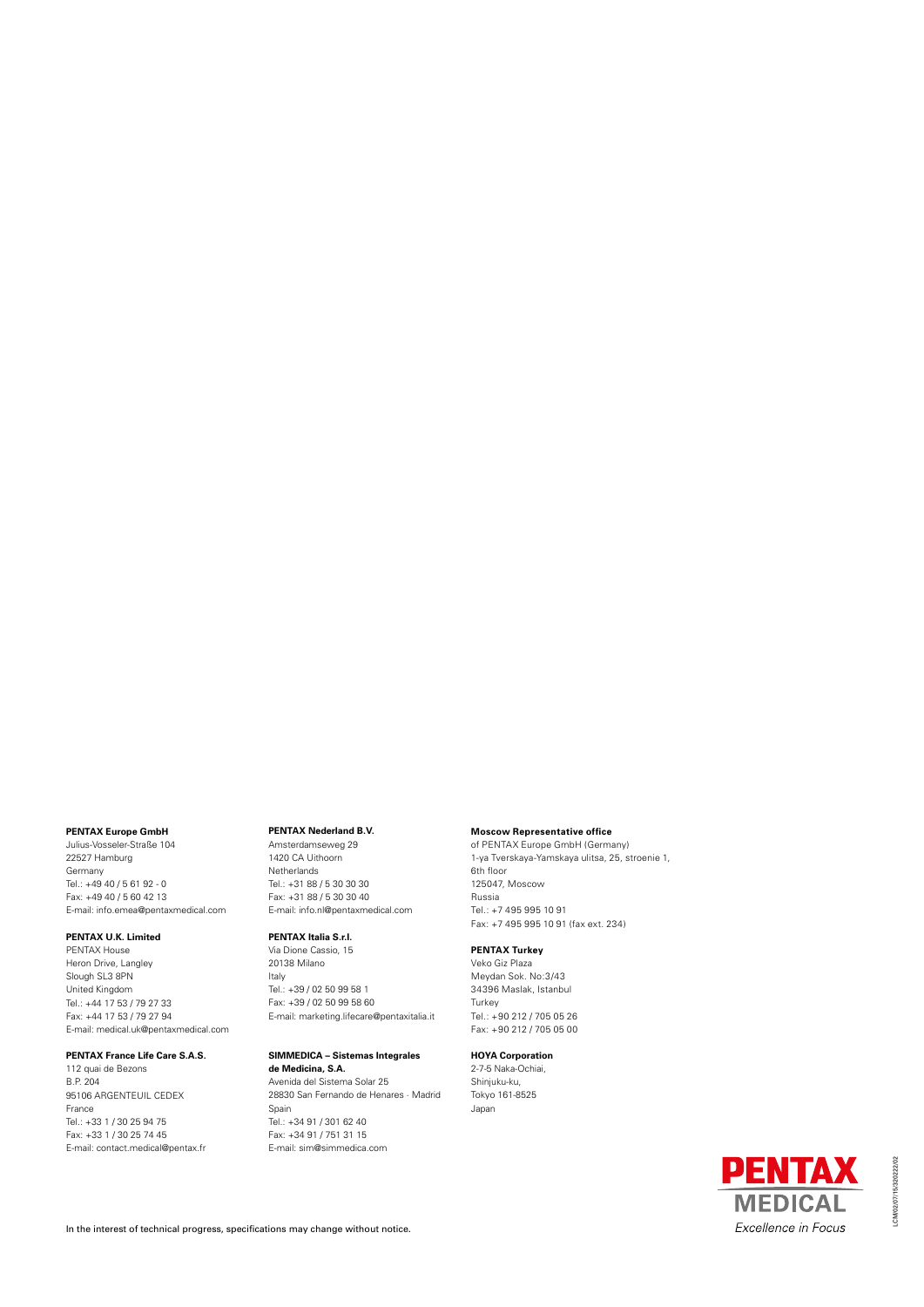**PENTAX Europe GmbH**
Julius-Vosseler-Straße 104
22527 Hamburg
Germany
Tel.: +49 40 / 5 61 92 - 0
Fax: +49 40 / 5 60 42 13
E-mail: info.emea@pentaxmedical.com

**PENTAX U.K. Limited**
PENTAX House
Heron Drive, Langley
Slough SL3 8PN
United Kingdom
Tel.: +44 17 53 / 79 27 33
Fax: +44 17 53 / 79 27 94
E-mail: medical.uk@pentaxmedical.com

**PENTAX France Life Care S.A.S.**
112 quai de Bezons
B.P. 204
95106 ARGENTEUIL CEDEX
France
Tel.: +33 1 / 30 25 94 75
Fax: +33 1 / 30 25 74 45
E-mail: contact.medical@pentax.fr

**PENTAX Nederland B.V.**
Amsterdamseweg 29
1420 CA Uithoorn
Netherlands
Tel.: +31 88 / 5 30 30 30
Fax: +31 88 / 5 30 30 40
E-mail: info.nl@pentaxmedical.com

**PENTAX Italia S.r.l.**
Via Dione Cassio, 15
20138 Milano
Italy
Tel.: +39 / 02 50 99 58 1
Fax: +39 / 02 50 99 58 60
E-mail: marketing.lifecare@pentaxitalia.it

**SIMMEDICA – Sistemas Integrales de Medicina, S.A.**
Avenida del Sistema Solar 25
28830 San Fernando de Henares · Madrid
Spain
Tel.: +34 91 / 301 62 40
Fax: +34 91 / 751 31 15
E-mail: sim@simmedica.com

**Moscow Representative office**
of PENTAX Europe GmbH (Germany)
1-ya Tverskaya-Yamskaya ulitsa, 25, stroenie 1,
6th floor
125047, Moscow
Russia
Tel.: +7 495 995 10 91
Fax: +7 495 995 10 91 (fax ext. 234)

**PENTAX Turkey**
Veko Giz Plaza
Meydan Sok. No:3/43
34396 Maslak, Istanbul
Turkey
Tel.: +90 212 / 705 05 26
Fax: +90 212 / 705 05 00

**HOYA Corporation**
2-7-5 Naka-Ochiai,
Shinjuku-ku,
Tokyo 161-8525
Japan

PENTAX MEDICAL
*Excellence in Focus*

In the interest of technical progress, specifications may change without notice.

LCM/02/07/15/320222/02